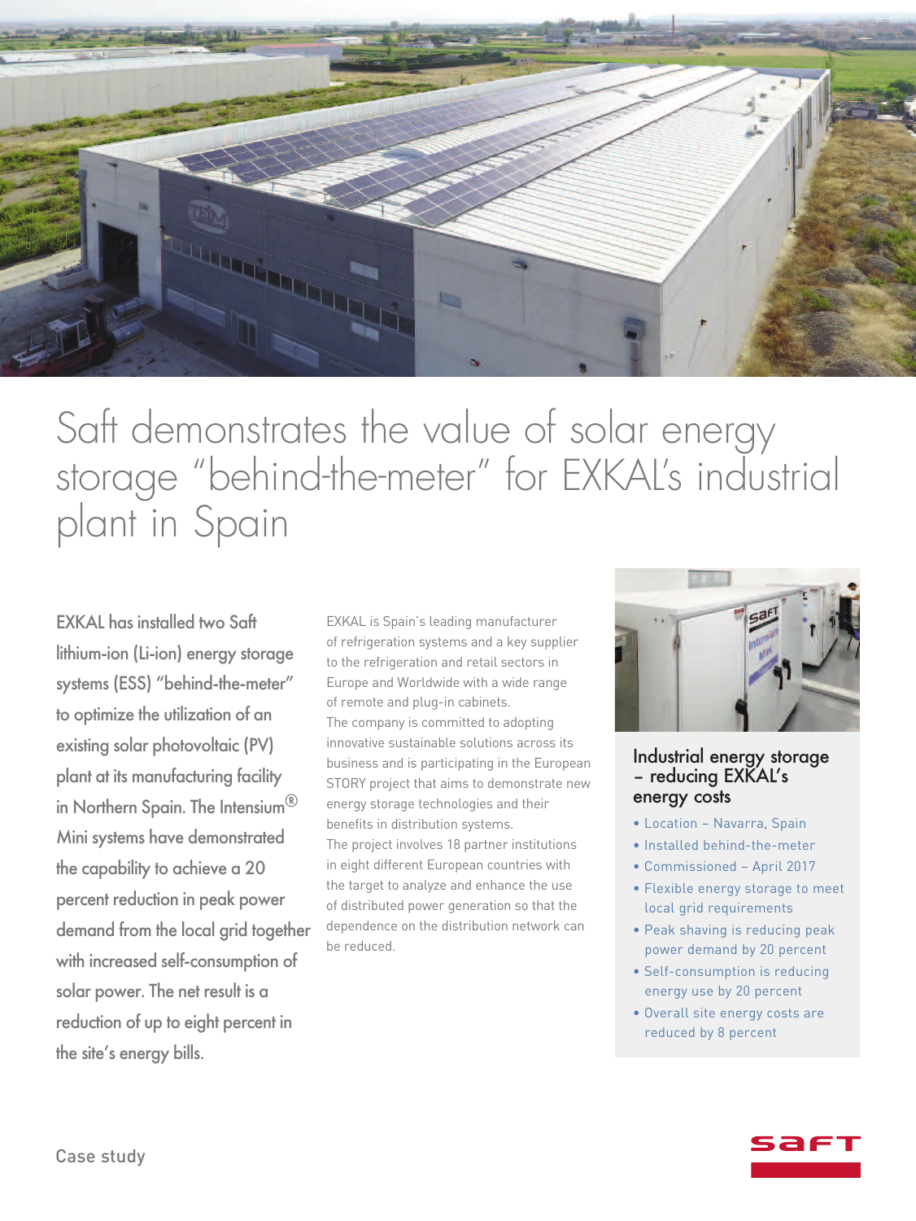# Saft demonstrates the value of solar energy storage "behind-the-meter" for EXKAL's industrial plant in Spain

**EXKAL has installed two Saft lithium-ion (Li-ion) energy storage systems (ESS) "behind-the-meter" to optimize the utilization of an existing solar photovoltaic (PV) plant at its manufacturing facility in Northern Spain. The Intensium® Mini systems have demonstrated the capability to achieve a 20 percent reduction in peak power demand from the local grid together with increased self-consumption of solar power. The net result is a reduction of up to eight percent in the site's energy bills.**

EXKAL is Spain's leading manufacturer of refrigeration systems and a key supplier to the refrigeration and retail sectors in Europe and Worldwide with a wide range of remote and plug-in cabinets.

The company is committed to adopting innovative sustainable solutions across its business and is participating in the European STORY project that aims to demonstrate new energy storage technologies and their benefits in distribution systems.

The project involves 18 partner institutions in eight different European countries with the target to analyze and enhance the use of distributed power generation so that the dependence on the distribution network can be reduced.

## Industrial energy storage – reducing EXKAL's energy costs

- Location – Navarra, Spain
- Installed behind-the-meter
- Commissioned – April 2017
- Flexible energy storage to meet local grid requirements
- Peak shaving is reducing peak power demand by 20 percent
- Self-consumption is reducing energy use by 20 percent
- Overall site energy costs are reduced by 8 percent

Case study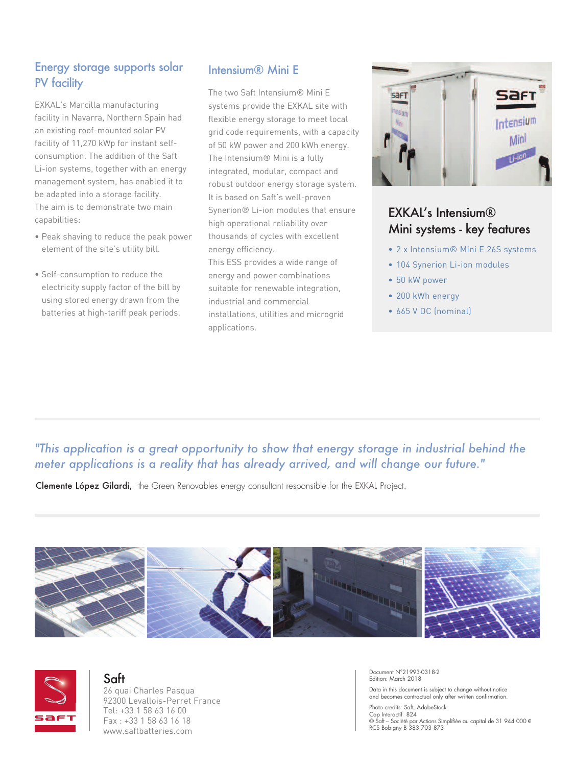## Energy storage supports solar PV facility

EXKAL's Marcilla manufacturing facility in Navarra, Northern Spain had an existing roof-mounted solar PV facility of 11,270 kWp for instant self-consumption. The addition of the Saft Li-ion systems, together with an energy management system, has enabled it to be adapted into a storage facility.
The aim is to demonstrate two main capabilities:

- Peak shaving to reduce the peak power element of the site's utility bill.
- Self-consumption to reduce the electricity supply factor of the bill by using stored energy drawn from the batteries at high-tariff peak periods.

## Intensium® Mini E

The two Saft Intensium® Mini E systems provide the EXKAL site with flexible energy storage to meet local grid code requirements, with a capacity of 50 kW power and 200 kWh energy.
The Intensium® Mini is a fully integrated, modular, compact and robust outdoor energy storage system. It is based on Saft's well-proven Synerion® Li-ion modules that ensure high operational reliability over thousands of cycles with excellent energy efficiency.
This ESS provides a wide range of energy and power combinations suitable for renewable integration, industrial and commercial installations, utilities and microgrid applications.

## EXKAL's Intensium® Mini systems - key features

- 2 x Intensium® Mini E 26S systems
- 104 Synerion Li-ion modules
- 50 kW power
- 200 kWh energy
- 665 V DC (nominal)

*"This application is a great opportunity to show that energy storage in industrial behind the meter applications is a reality that has already arrived, and will change our future."*

**Clemente López Gilardi,** the Green Renovables energy consultant responsible for the EXKAL Project.

**Saft**
26 quai Charles Pasqua
92300 Levallois-Perret France
Tel: +33 1 58 63 16 00
Fax : +33 1 58 63 16 18
www.saftbatteries.com

Document N°21993-0318-2
Edition: March 2018

Data in this document is subject to change without notice and becomes contractual only after written confirmation.

Photo credits: Saft, AdobeStock
Cap Interactif 824
© Saft – Société par Actions Simplifiée au capital de 31 944 000 €
RCS Bobigny B 383 703 873